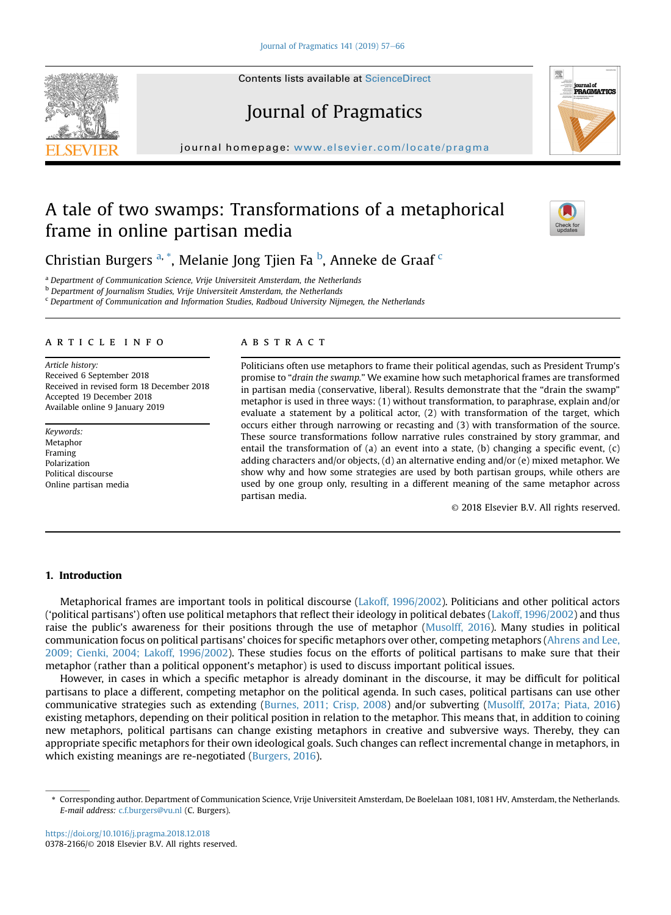Contents lists available at ScienceDirect

# Journal of Pragmatics

journal homepage: www.elsevier.com/locate/pragma

# A tale of two swamps: Transformations of a metaphorical frame in online partisan media

Christian Burgers [a,*], Melanie Jong Tjien Fa [b], Anneke de Graaf [c]

[a] Department of Communication Science, Vrije Universiteit Amsterdam, the Netherlands
[b] Department of Journalism Studies, Vrije Universiteit Amsterdam, the Netherlands
[c] Department of Communication and Information Studies, Radboud University Nijmegen, the Netherlands

## ARTICLE INFO

*Article history:*
Received 6 September 2018
Received in revised form 18 December 2018
Accepted 19 December 2018
Available online 9 January 2019

*Keywords:*
Metaphor
Framing
Polarization
Political discourse
Online partisan media

## ABSTRACT

Politicians often use metaphors to frame their political agendas, such as President Trump's promise to "*drain the swamp.*" We examine how such metaphorical frames are transformed in partisan media (conservative, liberal). Results demonstrate that the "drain the swamp" metaphor is used in three ways: (1) without transformation, to paraphrase, explain and/or evaluate a statement by a political actor, (2) with transformation of the target, which occurs either through narrowing or recasting and (3) with transformation of the source. These source transformations follow narrative rules constrained by story grammar, and entail the transformation of (a) an event into a state, (b) changing a specific event, (c) adding characters and/or objects, (d) an alternative ending and/or (e) mixed metaphor. We show why and how some strategies are used by both partisan groups, while others are used by one group only, resulting in a different meaning of the same metaphor across partisan media.

© 2018 Elsevier B.V. All rights reserved.

## 1. Introduction

Metaphorical frames are important tools in political discourse (Lakoff, 1996/2002). Politicians and other political actors ('political partisans') often use political metaphors that reflect their ideology in political debates (Lakoff, 1996/2002) and thus raise the public's awareness for their positions through the use of metaphor (Musolff, 2016). Many studies in political communication focus on political partisans' choices for specific metaphors over other, competing metaphors (Ahrens and Lee, 2009; Cienki, 2004; Lakoff, 1996/2002). These studies focus on the efforts of political partisans to make sure that their metaphor (rather than a political opponent's metaphor) is used to discuss important political issues.

However, in cases in which a specific metaphor is already dominant in the discourse, it may be difficult for political partisans to place a different, competing metaphor on the political agenda. In such cases, political partisans can use other communicative strategies such as extending (Burnes, 2011; Crisp, 2008) and/or subverting (Musolff, 2017a; Piata, 2016) existing metaphors, depending on their political position in relation to the metaphor. This means that, in addition to coining new metaphors, political partisans can change existing metaphors in creative and subversive ways. Thereby, they can appropriate specific metaphors for their own ideological goals. Such changes can reflect incremental change in metaphors, in which existing meanings are re-negotiated (Burgers, 2016).

\* Corresponding author. Department of Communication Science, Vrije Universiteit Amsterdam, De Boelelaan 1081, 1081 HV, Amsterdam, the Netherlands.
*E-mail address:* c.f.burgers@vu.nl (C. Burgers).

https://doi.org/10.1016/j.pragma.2018.12.018
0378-2166/© 2018 Elsevier B.V. All rights reserved.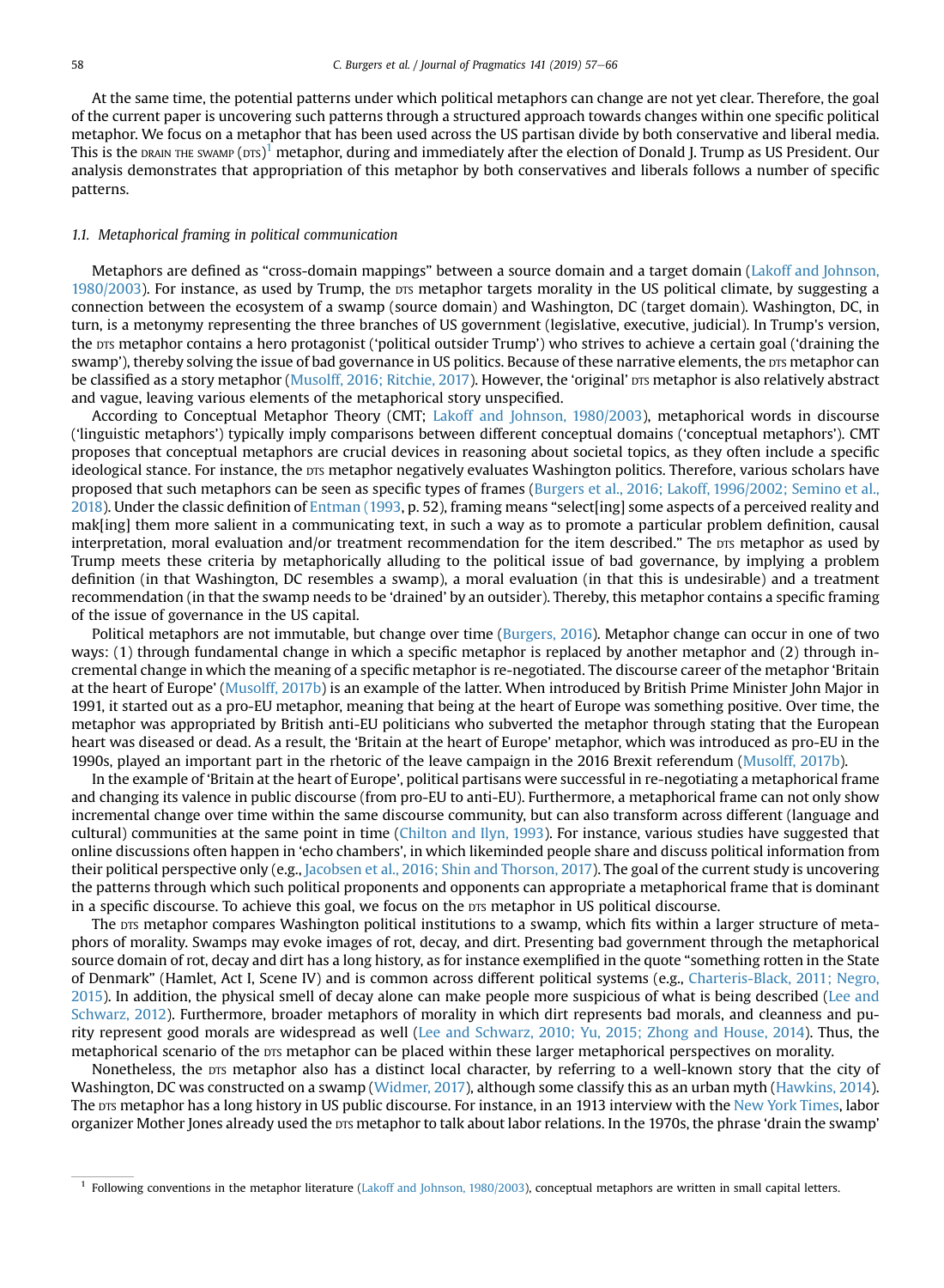At the same time, the potential patterns under which political metaphors can change are not yet clear. Therefore, the goal of the current paper is uncovering such patterns through a structured approach towards changes within one specific political metaphor. We focus on a metaphor that has been used across the US partisan divide by both conservative and liberal media. This is the DRAIN THE SWAMP (DTS)[1] metaphor, during and immediately after the election of Donald J. Trump as US President. Our analysis demonstrates that appropriation of this metaphor by both conservatives and liberals follows a number of specific patterns.

### 1.1. Metaphorical framing in political communication

Metaphors are defined as “cross-domain mappings” between a source domain and a target domain (Lakoff and Johnson, 1980/2003). For instance, as used by Trump, the DTS metaphor targets morality in the US political climate, by suggesting a connection between the ecosystem of a swamp (source domain) and Washington, DC (target domain). Washington, DC, in turn, is a metonymy representing the three branches of US government (legislative, executive, judicial). In Trump's version, the DTS metaphor contains a hero protagonist (‘political outsider Trump’) who strives to achieve a certain goal (‘draining the swamp’), thereby solving the issue of bad governance in US politics. Because of these narrative elements, the DTS metaphor can be classified as a story metaphor (Musolff, 2016; Ritchie, 2017). However, the ‘original’ DTS metaphor is also relatively abstract and vague, leaving various elements of the metaphorical story unspecified.

According to Conceptual Metaphor Theory (CMT; Lakoff and Johnson, 1980/2003), metaphorical words in discourse (‘linguistic metaphors’) typically imply comparisons between different conceptual domains (‘conceptual metaphors’). CMT proposes that conceptual metaphors are crucial devices in reasoning about societal topics, as they often include a specific ideological stance. For instance, the DTS metaphor negatively evaluates Washington politics. Therefore, various scholars have proposed that such metaphors can be seen as specific types of frames (Burgers et al., 2016; Lakoff, 1996/2002; Semino et al., 2018). Under the classic definition of Entman (1993, p. 52), framing means “select[ing] some aspects of a perceived reality and mak[ing] them more salient in a communicating text, in such a way as to promote a particular problem definition, causal interpretation, moral evaluation and/or treatment recommendation for the item described.” The DTS metaphor as used by Trump meets these criteria by metaphorically alluding to the political issue of bad governance, by implying a problem definition (in that Washington, DC resembles a swamp), a moral evaluation (in that this is undesirable) and a treatment recommendation (in that the swamp needs to be ‘drained’ by an outsider). Thereby, this metaphor contains a specific framing of the issue of governance in the US capital.

Political metaphors are not immutable, but change over time (Burgers, 2016). Metaphor change can occur in one of two ways: (1) through fundamental change in which a specific metaphor is replaced by another metaphor and (2) through incremental change in which the meaning of a specific metaphor is re-negotiated. The discourse career of the metaphor ‘Britain at the heart of Europe’ (Musolff, 2017b) is an example of the latter. When introduced by British Prime Minister John Major in 1991, it started out as a pro-EU metaphor, meaning that being at the heart of Europe was something positive. Over time, the metaphor was appropriated by British anti-EU politicians who subverted the metaphor through stating that the European heart was diseased or dead. As a result, the ‘Britain at the heart of Europe’ metaphor, which was introduced as pro-EU in the 1990s, played an important part in the rhetoric of the leave campaign in the 2016 Brexit referendum (Musolff, 2017b).

In the example of ‘Britain at the heart of Europe’, political partisans were successful in re-negotiating a metaphorical frame and changing its valence in public discourse (from pro-EU to anti-EU). Furthermore, a metaphorical frame can not only show incremental change over time within the same discourse community, but can also transform across different (language and cultural) communities at the same point in time (Chilton and Ilyn, 1993). For instance, various studies have suggested that online discussions often happen in ‘echo chambers’, in which likeminded people share and discuss political information from their political perspective only (e.g., Jacobsen et al., 2016; Shin and Thorson, 2017). The goal of the current study is uncovering the patterns through which such political proponents and opponents can appropriate a metaphorical frame that is dominant in a specific discourse. To achieve this goal, we focus on the DTS metaphor in US political discourse.

The DTS metaphor compares Washington political institutions to a swamp, which fits within a larger structure of metaphors of morality. Swamps may evoke images of rot, decay, and dirt. Presenting bad government through the metaphorical source domain of rot, decay and dirt has a long history, as for instance exemplified in the quote “something rotten in the State of Denmark” (Hamlet, Act I, Scene IV) and is common across different political systems (e.g., Charteris-Black, 2011; Negro, 2015). In addition, the physical smell of decay alone can make people more suspicious of what is being described (Lee and Schwarz, 2012). Furthermore, broader metaphors of morality in which dirt represents bad morals, and cleanness and purity represent good morals are widespread as well (Lee and Schwarz, 2010; Yu, 2015; Zhong and House, 2014). Thus, the metaphorical scenario of the DTS metaphor can be placed within these larger metaphorical perspectives on morality.

Nonetheless, the DTS metaphor also has a distinct local character, by referring to a well-known story that the city of Washington, DC was constructed on a swamp (Widmer, 2017), although some classify this as an urban myth (Hawkins, 2014). The DTS metaphor has a long history in US public discourse. For instance, in an 1913 interview with the New York Times, labor organizer Mother Jones already used the DTS metaphor to talk about labor relations. In the 1970s, the phrase ‘drain the swamp’

---

[1] Following conventions in the metaphor literature (Lakoff and Johnson, 1980/2003), conceptual metaphors are written in small capital letters.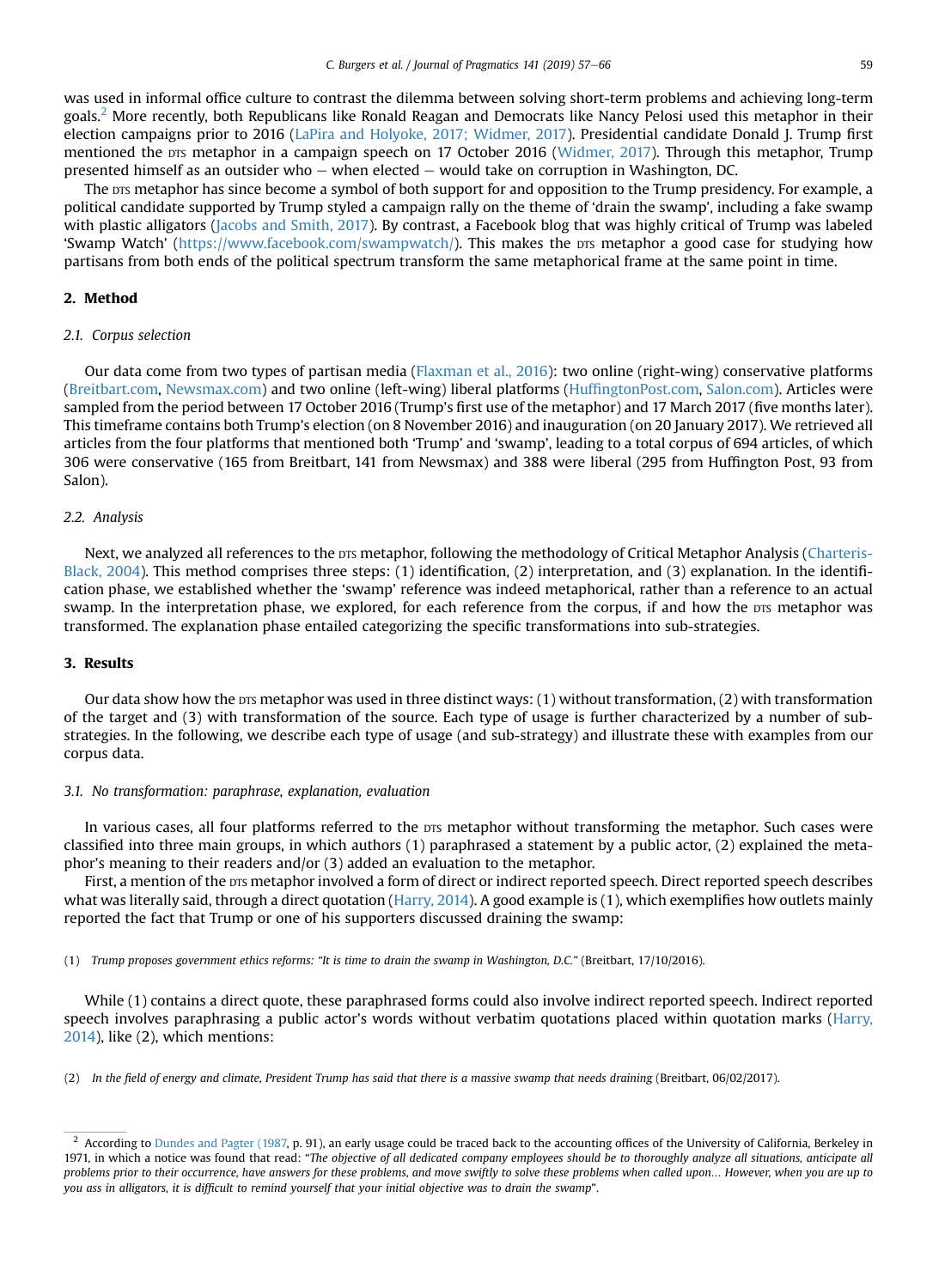was used in informal office culture to contrast the dilemma between solving short-term problems and achieving long-term goals.[2] More recently, both Republicans like Ronald Reagan and Democrats like Nancy Pelosi used this metaphor in their election campaigns prior to 2016 (LaPira and Holyoke, 2017; Widmer, 2017). Presidential candidate Donald J. Trump first mentioned the DTS metaphor in a campaign speech on 17 October 2016 (Widmer, 2017). Through this metaphor, Trump presented himself as an outsider who – when elected – would take on corruption in Washington, DC.

The DTS metaphor has since become a symbol of both support for and opposition to the Trump presidency. For example, a political candidate supported by Trump styled a campaign rally on the theme of 'drain the swamp', including a fake swamp with plastic alligators (Jacobs and Smith, 2017). By contrast, a Facebook blog that was highly critical of Trump was labeled 'Swamp Watch' (https://www.facebook.com/swampwatch/). This makes the DTS metaphor a good case for studying how partisans from both ends of the political spectrum transform the same metaphorical frame at the same point in time.

## 2. Method

### 2.1. Corpus selection

Our data come from two types of partisan media (Flaxman et al., 2016): two online (right-wing) conservative platforms (Breitbart.com, Newsmax.com) and two online (left-wing) liberal platforms (HuffingtonPost.com, Salon.com). Articles were sampled from the period between 17 October 2016 (Trump's first use of the metaphor) and 17 March 2017 (five months later). This timeframe contains both Trump's election (on 8 November 2016) and inauguration (on 20 January 2017). We retrieved all articles from the four platforms that mentioned both 'Trump' and 'swamp', leading to a total corpus of 694 articles, of which 306 were conservative (165 from Breitbart, 141 from Newsmax) and 388 were liberal (295 from Huffington Post, 93 from Salon).

### 2.2. Analysis

Next, we analyzed all references to the DTS metaphor, following the methodology of Critical Metaphor Analysis (Charteris-Black, 2004). This method comprises three steps: (1) identification, (2) interpretation, and (3) explanation. In the identification phase, we established whether the 'swamp' reference was indeed metaphorical, rather than a reference to an actual swamp. In the interpretation phase, we explored, for each reference from the corpus, if and how the DTS metaphor was transformed. The explanation phase entailed categorizing the specific transformations into sub-strategies.

## 3. Results

Our data show how the DTS metaphor was used in three distinct ways: (1) without transformation, (2) with transformation of the target and (3) with transformation of the source. Each type of usage is further characterized by a number of sub-strategies. In the following, we describe each type of usage (and sub-strategy) and illustrate these with examples from our corpus data.

### 3.1. No transformation: paraphrase, explanation, evaluation

In various cases, all four platforms referred to the DTS metaphor without transforming the metaphor. Such cases were classified into three main groups, in which authors (1) paraphrased a statement by a public actor, (2) explained the metaphor's meaning to their readers and/or (3) added an evaluation to the metaphor.

First, a mention of the DTS metaphor involved a form of direct or indirect reported speech. Direct reported speech describes what was literally said, through a direct quotation (Harry, 2014). A good example is (1), which exemplifies how outlets mainly reported the fact that Trump or one of his supporters discussed draining the swamp:

(1) *Trump proposes government ethics reforms: "It is time to drain the swamp in Washington, D.C."* (Breitbart, 17/10/2016).

While (1) contains a direct quote, these paraphrased forms could also involve indirect reported speech. Indirect reported speech involves paraphrasing a public actor's words without verbatim quotations placed within quotation marks (Harry, 2014), like (2), which mentions:

(2) *In the field of energy and climate, President Trump has said that there is a massive swamp that needs draining* (Breitbart, 06/02/2017).

[2] According to Dundes and Pagter (1987, p. 91), an early usage could be traced back to the accounting offices of the University of California, Berkeley in 1971, in which a notice was found that read: "*The objective of all dedicated company employees should be to thoroughly analyze all situations, anticipate all problems prior to their occurrence, have answers for these problems, and move swiftly to solve these problems when called upon… However, when you are up to you ass in alligators, it is difficult to remind yourself that your initial objective was to drain the swamp*".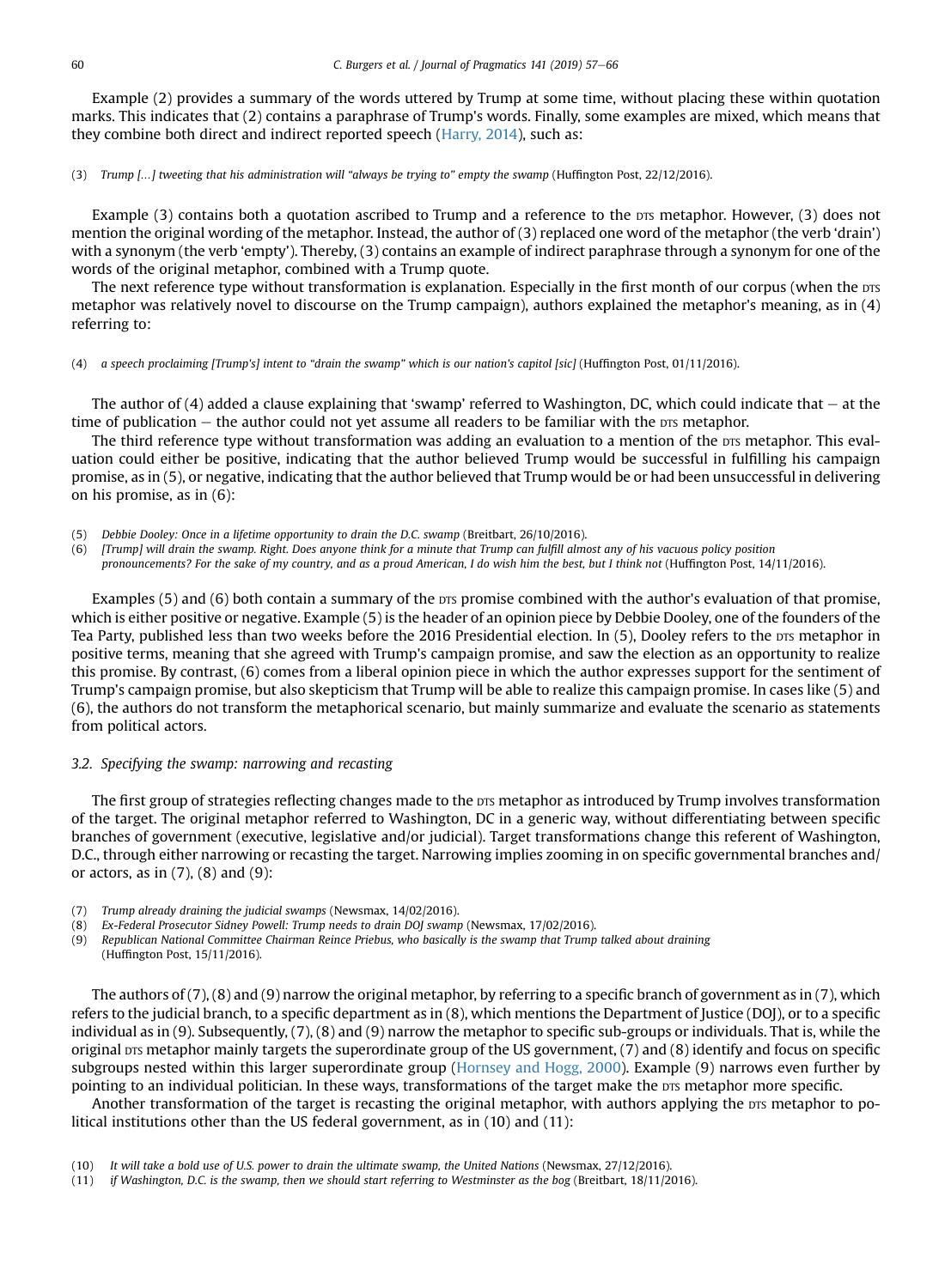Example (2) provides a summary of the words uttered by Trump at some time, without placing these within quotation marks. This indicates that (2) contains a paraphrase of Trump's words. Finally, some examples are mixed, which means that they combine both direct and indirect reported speech (Harry, 2014), such as:

(3) *Trump […] tweeting that his administration will "always be trying to" empty the swamp* (Huffington Post, 22/12/2016).

Example (3) contains both a quotation ascribed to Trump and a reference to the DTS metaphor. However, (3) does not mention the original wording of the metaphor. Instead, the author of (3) replaced one word of the metaphor (the verb 'drain') with a synonym (the verb 'empty'). Thereby, (3) contains an example of indirect paraphrase through a synonym for one of the words of the original metaphor, combined with a Trump quote.

The next reference type without transformation is explanation. Especially in the first month of our corpus (when the DTS metaphor was relatively novel to discourse on the Trump campaign), authors explained the metaphor's meaning, as in (4) referring to:

(4) *a speech proclaiming [Trump's] intent to "drain the swamp" which is our nation's capitol [sic]* (Huffington Post, 01/11/2016).

The author of (4) added a clause explaining that 'swamp' referred to Washington, DC, which could indicate that – at the time of publication – the author could not yet assume all readers to be familiar with the DTS metaphor.

The third reference type without transformation was adding an evaluation to a mention of the DTS metaphor. This evaluation could either be positive, indicating that the author believed Trump would be successful in fulfilling his campaign promise, as in (5), or negative, indicating that the author believed that Trump would be or had been unsuccessful in delivering on his promise, as in (6):

(5) *Debbie Dooley: Once in a lifetime opportunity to drain the D.C. swamp* (Breitbart, 26/10/2016).

(6) *[Trump] will drain the swamp. Right. Does anyone think for a minute that Trump can fulfill almost any of his vacuous policy position pronouncements? For the sake of my country, and as a proud American, I do wish him the best, but I think not* (Huffington Post, 14/11/2016).

Examples (5) and (6) both contain a summary of the DTS promise combined with the author's evaluation of that promise, which is either positive or negative. Example (5) is the header of an opinion piece by Debbie Dooley, one of the founders of the Tea Party, published less than two weeks before the 2016 Presidential election. In (5), Dooley refers to the DTS metaphor in positive terms, meaning that she agreed with Trump's campaign promise, and saw the election as an opportunity to realize this promise. By contrast, (6) comes from a liberal opinion piece in which the author expresses support for the sentiment of Trump's campaign promise, but also skepticism that Trump will be able to realize this campaign promise. In cases like (5) and (6), the authors do not transform the metaphorical scenario, but mainly summarize and evaluate the scenario as statements from political actors.

### 3.2. Specifying the swamp: narrowing and recasting

The first group of strategies reflecting changes made to the DTS metaphor as introduced by Trump involves transformation of the target. The original metaphor referred to Washington, DC in a generic way, without differentiating between specific branches of government (executive, legislative and/or judicial). Target transformations change this referent of Washington, D.C., through either narrowing or recasting the target. Narrowing implies zooming in on specific governmental branches and/or actors, as in (7), (8) and (9):

(7) *Trump already draining the judicial swamps* (Newsmax, 14/02/2016).

(8) *Ex-Federal Prosecutor Sidney Powell: Trump needs to drain DOJ swamp* (Newsmax, 17/02/2016).

(9) *Republican National Committee Chairman Reince Priebus, who basically is the swamp that Trump talked about draining* (Huffington Post, 15/11/2016).

The authors of (7), (8) and (9) narrow the original metaphor, by referring to a specific branch of government as in (7), which refers to the judicial branch, to a specific department as in (8), which mentions the Department of Justice (DOJ), or to a specific individual as in (9). Subsequently, (7), (8) and (9) narrow the metaphor to specific sub-groups or individuals. That is, while the original DTS metaphor mainly targets the superordinate group of the US government, (7) and (8) identify and focus on specific subgroups nested within this larger superordinate group (Hornsey and Hogg, 2000). Example (9) narrows even further by pointing to an individual politician. In these ways, transformations of the target make the DTS metaphor more specific.

Another transformation of the target is recasting the original metaphor, with authors applying the DTS metaphor to political institutions other than the US federal government, as in (10) and (11):

(10) *It will take a bold use of U.S. power to drain the ultimate swamp, the United Nations* (Newsmax, 27/12/2016).

(11) *if Washington, D.C. is the swamp, then we should start referring to Westminster as the bog* (Breitbart, 18/11/2016).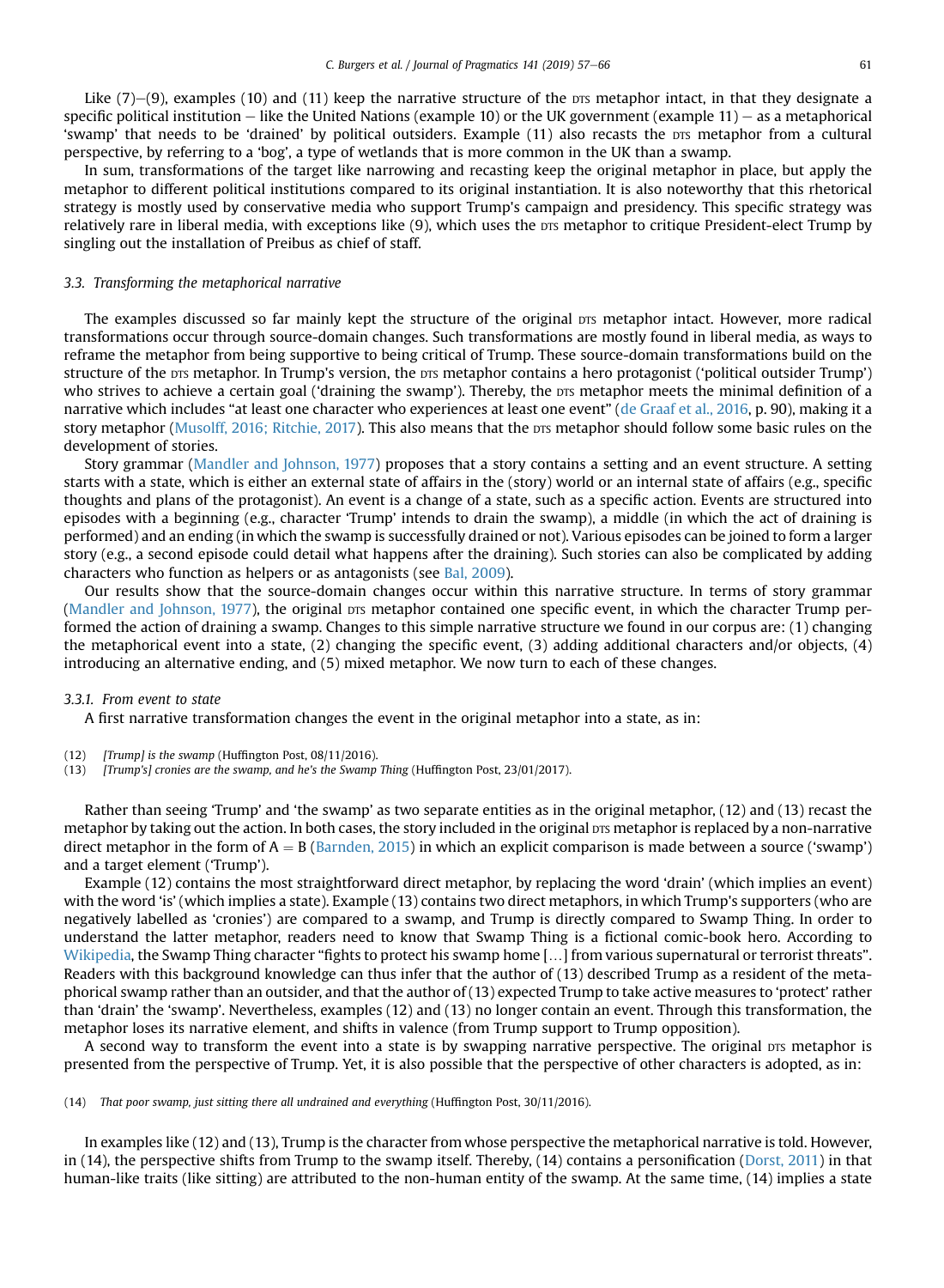Like (7)–(9), examples (10) and (11) keep the narrative structure of the DTS metaphor intact, in that they designate a specific political institution – like the United Nations (example 10) or the UK government (example 11) – as a metaphorical 'swamp' that needs to be 'drained' by political outsiders. Example (11) also recasts the DTS metaphor from a cultural perspective, by referring to a 'bog', a type of wetlands that is more common in the UK than a swamp.

In sum, transformations of the target like narrowing and recasting keep the original metaphor in place, but apply the metaphor to different political institutions compared to its original instantiation. It is also noteworthy that this rhetorical strategy is mostly used by conservative media who support Trump's campaign and presidency. This specific strategy was relatively rare in liberal media, with exceptions like (9), which uses the DTS metaphor to critique President-elect Trump by singling out the installation of Preibus as chief of staff.

### 3.3. Transforming the metaphorical narrative

The examples discussed so far mainly kept the structure of the original DTS metaphor intact. However, more radical transformations occur through source-domain changes. Such transformations are mostly found in liberal media, as ways to reframe the metaphor from being supportive to being critical of Trump. These source-domain transformations build on the structure of the DTS metaphor. In Trump's version, the DTS metaphor contains a hero protagonist ('political outsider Trump') who strives to achieve a certain goal ('draining the swamp'). Thereby, the DTS metaphor meets the minimal definition of a narrative which includes "at least one character who experiences at least one event" (de Graaf et al., 2016, p. 90), making it a story metaphor (Musolff, 2016; Ritchie, 2017). This also means that the DTS metaphor should follow some basic rules on the development of stories.

Story grammar (Mandler and Johnson, 1977) proposes that a story contains a setting and an event structure. A setting starts with a state, which is either an external state of affairs in the (story) world or an internal state of affairs (e.g., specific thoughts and plans of the protagonist). An event is a change of a state, such as a specific action. Events are structured into episodes with a beginning (e.g., character 'Trump' intends to drain the swamp), a middle (in which the act of draining is performed) and an ending (in which the swamp is successfully drained or not). Various episodes can be joined to form a larger story (e.g., a second episode could detail what happens after the draining). Such stories can also be complicated by adding characters who function as helpers or as antagonists (see Bal, 2009).

Our results show that the source-domain changes occur within this narrative structure. In terms of story grammar (Mandler and Johnson, 1977), the original DTS metaphor contained one specific event, in which the character Trump performed the action of draining a swamp. Changes to this simple narrative structure we found in our corpus are: (1) changing the metaphorical event into a state, (2) changing the specific event, (3) adding additional characters and/or objects, (4) introducing an alternative ending, and (5) mixed metaphor. We now turn to each of these changes.

#### 3.3.1. From event to state

A first narrative transformation changes the event in the original metaphor into a state, as in:

(12) *[Trump] is the swamp* (Huffington Post, 08/11/2016).
(13) *[Trump's] cronies are the swamp, and he's the Swamp Thing* (Huffington Post, 23/01/2017).

Rather than seeing 'Trump' and 'the swamp' as two separate entities as in the original metaphor, (12) and (13) recast the metaphor by taking out the action. In both cases, the story included in the original DTS metaphor is replaced by a non-narrative direct metaphor in the form of A = B (Barnden, 2015) in which an explicit comparison is made between a source ('swamp') and a target element ('Trump').

Example (12) contains the most straightforward direct metaphor, by replacing the word 'drain' (which implies an event) with the word 'is' (which implies a state). Example (13) contains two direct metaphors, in which Trump's supporters (who are negatively labelled as 'cronies') are compared to a swamp, and Trump is directly compared to Swamp Thing. In order to understand the latter metaphor, readers need to know that Swamp Thing is a fictional comic-book hero. According to Wikipedia, the Swamp Thing character "fights to protect his swamp home […] from various supernatural or terrorist threats". Readers with this background knowledge can thus infer that the author of (13) described Trump as a resident of the metaphorical swamp rather than an outsider, and that the author of (13) expected Trump to take active measures to 'protect' rather than 'drain' the 'swamp'. Nevertheless, examples (12) and (13) no longer contain an event. Through this transformation, the metaphor loses its narrative element, and shifts in valence (from Trump support to Trump opposition).

A second way to transform the event into a state is by swapping narrative perspective. The original DTS metaphor is presented from the perspective of Trump. Yet, it is also possible that the perspective of other characters is adopted, as in:

(14) *That poor swamp, just sitting there all undrained and everything* (Huffington Post, 30/11/2016).

In examples like (12) and (13), Trump is the character from whose perspective the metaphorical narrative is told. However, in (14), the perspective shifts from Trump to the swamp itself. Thereby, (14) contains a personification (Dorst, 2011) in that human-like traits (like sitting) are attributed to the non-human entity of the swamp. At the same time, (14) implies a state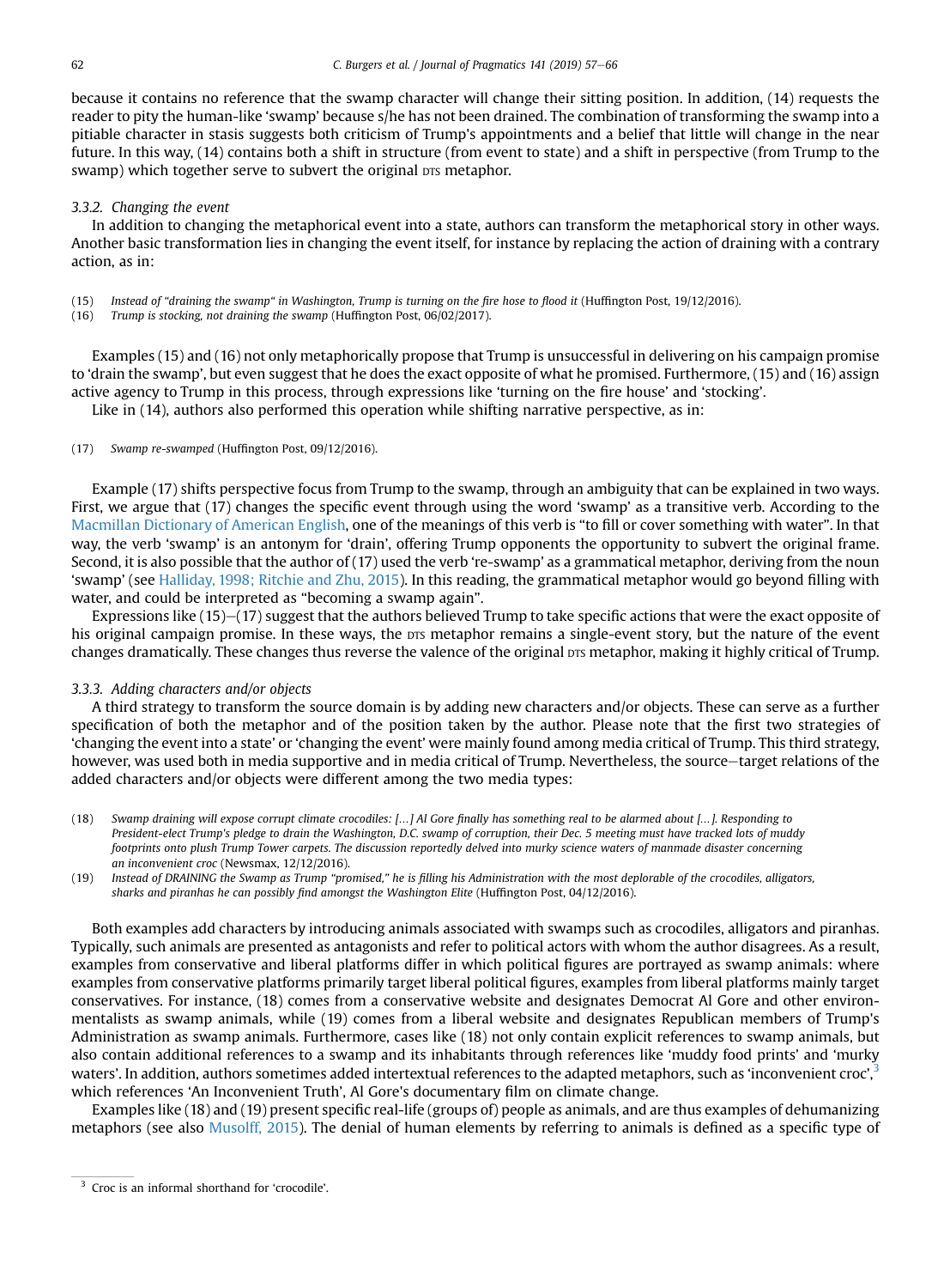because it contains no reference that the swamp character will change their sitting position. In addition, (14) requests the reader to pity the human-like 'swamp' because s/he has not been drained. The combination of transforming the swamp into a pitiable character in stasis suggests both criticism of Trump's appointments and a belief that little will change in the near future. In this way, (14) contains both a shift in structure (from event to state) and a shift in perspective (from Trump to the swamp) which together serve to subvert the original DTS metaphor.

### 3.3.2. Changing the event

In addition to changing the metaphorical event into a state, authors can transform the metaphorical story in other ways. Another basic transformation lies in changing the event itself, for instance by replacing the action of draining with a contrary action, as in:

(15) *Instead of "draining the swamp" in Washington, Trump is turning on the fire hose to flood it* (Huffington Post, 19/12/2016).
(16) *Trump is stocking, not draining the swamp* (Huffington Post, 06/02/2017).

Examples (15) and (16) not only metaphorically propose that Trump is unsuccessful in delivering on his campaign promise to 'drain the swamp', but even suggest that he does the exact opposite of what he promised. Furthermore, (15) and (16) assign active agency to Trump in this process, through expressions like 'turning on the fire house' and 'stocking'.

Like in (14), authors also performed this operation while shifting narrative perspective, as in:

(17) *Swamp re-swamped* (Huffington Post, 09/12/2016).

Example (17) shifts perspective focus from Trump to the swamp, through an ambiguity that can be explained in two ways. First, we argue that (17) changes the specific event through using the word 'swamp' as a transitive verb. According to the Macmillan Dictionary of American English, one of the meanings of this verb is "to fill or cover something with water". In that way, the verb 'swamp' is an antonym for 'drain', offering Trump opponents the opportunity to subvert the original frame. Second, it is also possible that the author of (17) used the verb 're-swamp' as a grammatical metaphor, deriving from the noun 'swamp' (see Halliday, 1998; Ritchie and Zhu, 2015). In this reading, the grammatical metaphor would go beyond filling with water, and could be interpreted as "becoming a swamp again".

Expressions like (15)–(17) suggest that the authors believed Trump to take specific actions that were the exact opposite of his original campaign promise. In these ways, the DTS metaphor remains a single-event story, but the nature of the event changes dramatically. These changes thus reverse the valence of the original DTS metaphor, making it highly critical of Trump.

### 3.3.3. Adding characters and/or objects

A third strategy to transform the source domain is by adding new characters and/or objects. These can serve as a further specification of both the metaphor and of the position taken by the author. Please note that the first two strategies of 'changing the event into a state' or 'changing the event' were mainly found among media critical of Trump. This third strategy, however, was used both in media supportive and in media critical of Trump. Nevertheless, the source–target relations of the added characters and/or objects were different among the two media types:

(18) *Swamp draining will expose corrupt climate crocodiles: [...] Al Gore finally has something real to be alarmed about [...]. Responding to President-elect Trump's pledge to drain the Washington, D.C. swamp of corruption, their Dec. 5 meeting must have tracked lots of muddy footprints onto plush Trump Tower carpets. The discussion reportedly delved into murky science waters of manmade disaster concerning an inconvenient croc* (Newsmax, 12/12/2016).
(19) *Instead of DRAINING the Swamp as Trump "promised," he is filling his Administration with the most deplorable of the crocodiles, alligators, sharks and piranhas he can possibly find amongst the Washington Elite* (Huffington Post, 04/12/2016).

Both examples add characters by introducing animals associated with swamps such as crocodiles, alligators and piranhas. Typically, such animals are presented as antagonists and refer to political actors with whom the author disagrees. As a result, examples from conservative and liberal platforms differ in which political figures are portrayed as swamp animals: where examples from conservative platforms primarily target liberal political figures, examples from liberal platforms mainly target conservatives. For instance, (18) comes from a conservative website and designates Democrat Al Gore and other environmentalists as swamp animals, while (19) comes from a liberal website and designates Republican members of Trump's Administration as swamp animals. Furthermore, cases like (18) not only contain explicit references to swamp animals, but also contain additional references to a swamp and its inhabitants through references like 'muddy food prints' and 'murky waters'. In addition, authors sometimes added intertextual references to the adapted metaphors, such as 'inconvenient croc',[3] which references 'An Inconvenient Truth', Al Gore's documentary film on climate change.

Examples like (18) and (19) present specific real-life (groups of) people as animals, and are thus examples of dehumanizing metaphors (see also Musolff, 2015). The denial of human elements by referring to animals is defined as a specific type of

[3] Croc is an informal shorthand for 'crocodile'.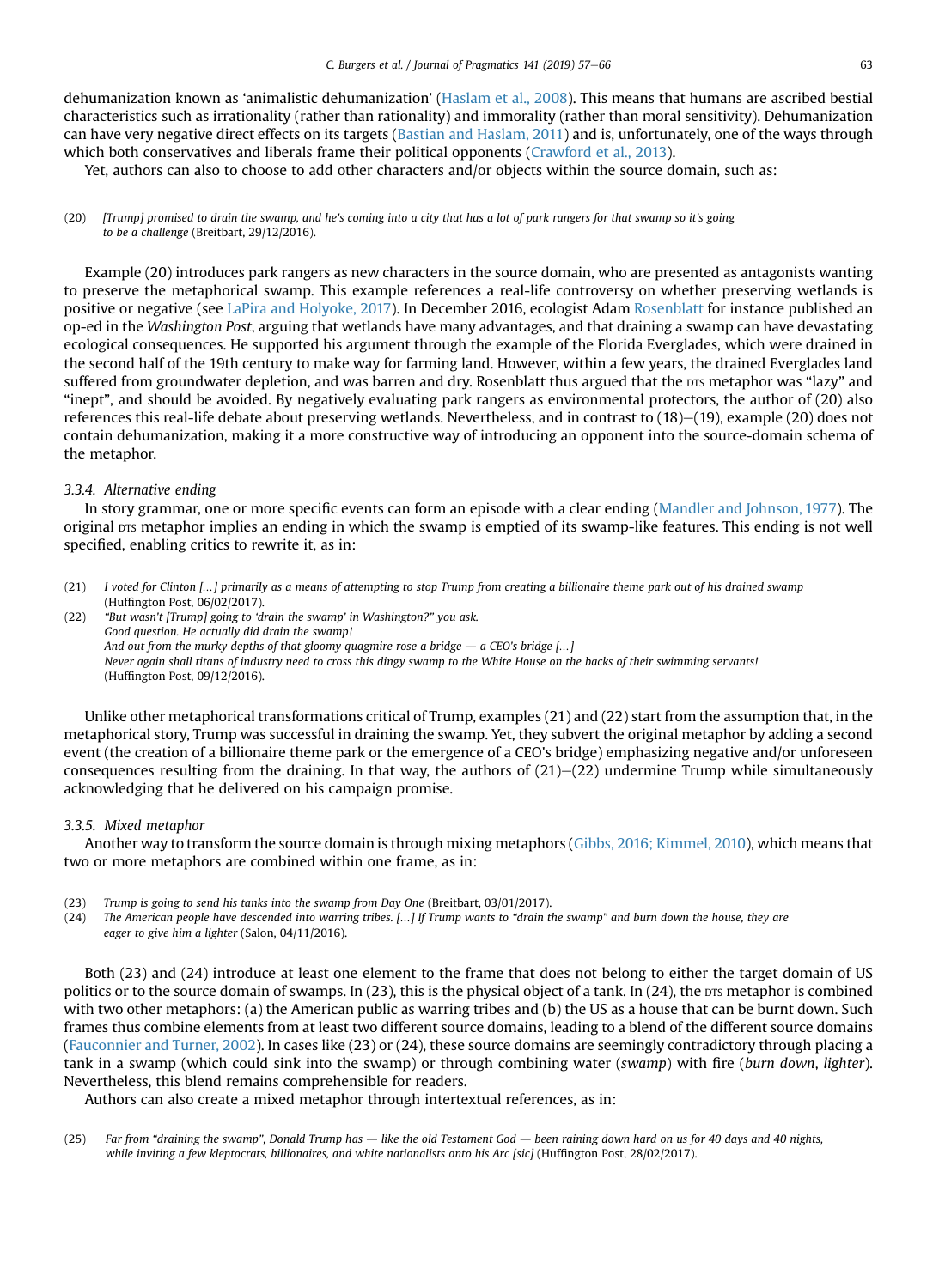dehumanization known as 'animalistic dehumanization' (Haslam et al., 2008). This means that humans are ascribed bestial characteristics such as irrationality (rather than rationality) and immorality (rather than moral sensitivity). Dehumanization can have very negative direct effects on its targets (Bastian and Haslam, 2011) and is, unfortunately, one of the ways through which both conservatives and liberals frame their political opponents (Crawford et al., 2013).

Yet, authors can also to choose to add other characters and/or objects within the source domain, such as:

(20) *[Trump] promised to drain the swamp, and he's coming into a city that has a lot of park rangers for that swamp so it's going to be a challenge* (Breitbart, 29/12/2016).

Example (20) introduces park rangers as new characters in the source domain, who are presented as antagonists wanting to preserve the metaphorical swamp. This example references a real-life controversy on whether preserving wetlands is positive or negative (see LaPira and Holyoke, 2017). In December 2016, ecologist Adam Rosenblatt for instance published an op-ed in the *Washington Post*, arguing that wetlands have many advantages, and that draining a swamp can have devastating ecological consequences. He supported his argument through the example of the Florida Everglades, which were drained in the second half of the 19th century to make way for farming land. However, within a few years, the drained Everglades land suffered from groundwater depletion, and was barren and dry. Rosenblatt thus argued that the DTS metaphor was "lazy" and "inept", and should be avoided. By negatively evaluating park rangers as environmental protectors, the author of (20) also references this real-life debate about preserving wetlands. Nevertheless, and in contrast to (18)–(19), example (20) does not contain dehumanization, making it a more constructive way of introducing an opponent into the source-domain schema of the metaphor.

### 3.3.4. Alternative ending

In story grammar, one or more specific events can form an episode with a clear ending (Mandler and Johnson, 1977). The original DTS metaphor implies an ending in which the swamp is emptied of its swamp-like features. This ending is not well specified, enabling critics to rewrite it, as in:

(21) *I voted for Clinton [...] primarily as a means of attempting to stop Trump from creating a billionaire theme park out of his drained swamp* (Huffington Post, 06/02/2017).

(22) *"But wasn't [Trump] going to 'drain the swamp' in Washington?" you ask.*
*Good question. He actually did drain the swamp!*
*And out from the murky depths of that gloomy quagmire rose a bridge — a CEO's bridge [...]*
*Never again shall titans of industry need to cross this dingy swamp to the White House on the backs of their swimming servants!*
(Huffington Post, 09/12/2016).

Unlike other metaphorical transformations critical of Trump, examples (21) and (22) start from the assumption that, in the metaphorical story, Trump was successful in draining the swamp. Yet, they subvert the original metaphor by adding a second event (the creation of a billionaire theme park or the emergence of a CEO's bridge) emphasizing negative and/or unforeseen consequences resulting from the draining. In that way, the authors of (21)–(22) undermine Trump while simultaneously acknowledging that he delivered on his campaign promise.

### 3.3.5. Mixed metaphor

Another way to transform the source domain is through mixing metaphors (Gibbs, 2016; Kimmel, 2010), which means that two or more metaphors are combined within one frame, as in:

(23) *Trump is going to send his tanks into the swamp from Day One* (Breitbart, 03/01/2017).

(24) *The American people have descended into warring tribes. [...] If Trump wants to "drain the swamp" and burn down the house, they are eager to give him a lighter* (Salon, 04/11/2016).

Both (23) and (24) introduce at least one element to the frame that does not belong to either the target domain of US politics or to the source domain of swamps. In (23), this is the physical object of a tank. In (24), the DTS metaphor is combined with two other metaphors: (a) the American public as warring tribes and (b) the US as a house that can be burnt down. Such frames thus combine elements from at least two different source domains, leading to a blend of the different source domains (Fauconnier and Turner, 2002). In cases like (23) or (24), these source domains are seemingly contradictory through placing a tank in a swamp (which could sink into the swamp) or through combining water (*swamp*) with fire (*burn down*, *lighter*). Nevertheless, this blend remains comprehensible for readers.

Authors can also create a mixed metaphor through intertextual references, as in:

(25) *Far from "draining the swamp", Donald Trump has — like the old Testament God — been raining down hard on us for 40 days and 40 nights, while inviting a few kleptocrats, billionaires, and white nationalists onto his Arc [sic]* (Huffington Post, 28/02/2017).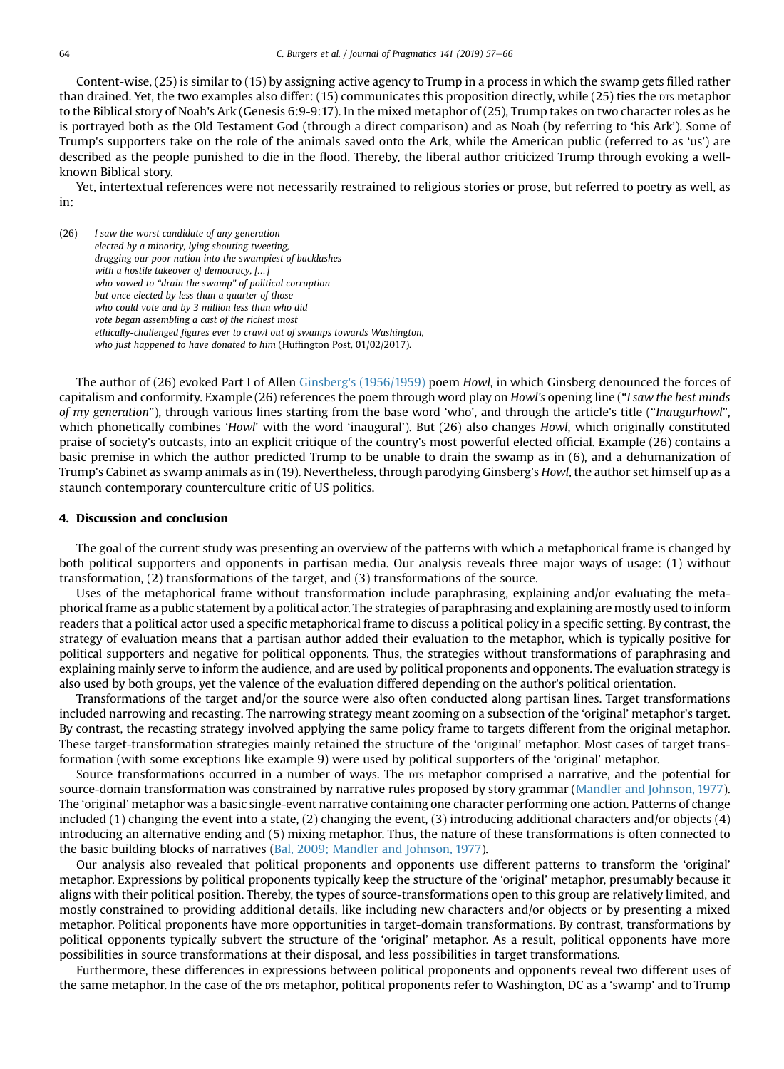Content-wise, (25) is similar to (15) by assigning active agency to Trump in a process in which the swamp gets filled rather than drained. Yet, the two examples also differ: (15) communicates this proposition directly, while (25) ties the DTS metaphor to the Biblical story of Noah's Ark (Genesis 6:9-9:17). In the mixed metaphor of (25), Trump takes on two character roles as he is portrayed both as the Old Testament God (through a direct comparison) and as Noah (by referring to 'his Ark'). Some of Trump's supporters take on the role of the animals saved onto the Ark, while the American public (referred to as 'us') are described as the people punished to die in the flood. Thereby, the liberal author criticized Trump through evoking a well-known Biblical story.

Yet, intertextual references were not necessarily restrained to religious stories or prose, but referred to poetry as well, as in:

(26) *I saw the worst candidate of any generation*
*elected by a minority, lying shouting tweeting,*
*dragging our poor nation into the swampiest of backlashes*
*with a hostile takeover of democracy, [...]*
*who vowed to "drain the swamp" of political corruption*
*but once elected by less than a quarter of those*
*who could vote and by 3 million less than who did*
*vote began assembling a cast of the richest most*
*ethically-challenged figures ever to crawl out of swamps towards Washington,*
*who just happened to have donated to him* (Huffington Post, 01/02/2017).

The author of (26) evoked Part I of Allen Ginsberg's (1956/1959) poem *Howl*, in which Ginsberg denounced the forces of capitalism and conformity. Example (26) references the poem through word play on *Howl's* opening line ("*I saw the best minds of my generation*"), through various lines starting from the base word 'who', and through the article's title ("*Inaugurhowl*", which phonetically combines '*Howl*' with the word 'inaugural'). But (26) also changes *Howl*, which originally constituted praise of society's outcasts, into an explicit critique of the country's most powerful elected official. Example (26) contains a basic premise in which the author predicted Trump to be unable to drain the swamp as in (6), and a dehumanization of Trump's Cabinet as swamp animals as in (19). Nevertheless, through parodying Ginsberg's *Howl*, the author set himself up as a staunch contemporary counterculture critic of US politics.

## 4. Discussion and conclusion

The goal of the current study was presenting an overview of the patterns with which a metaphorical frame is changed by both political supporters and opponents in partisan media. Our analysis reveals three major ways of usage: (1) without transformation, (2) transformations of the target, and (3) transformations of the source.

Uses of the metaphorical frame without transformation include paraphrasing, explaining and/or evaluating the metaphorical frame as a public statement by a political actor. The strategies of paraphrasing and explaining are mostly used to inform readers that a political actor used a specific metaphorical frame to discuss a political policy in a specific setting. By contrast, the strategy of evaluation means that a partisan author added their evaluation to the metaphor, which is typically positive for political supporters and negative for political opponents. Thus, the strategies without transformations of paraphrasing and explaining mainly serve to inform the audience, and are used by political proponents and opponents. The evaluation strategy is also used by both groups, yet the valence of the evaluation differed depending on the author's political orientation.

Transformations of the target and/or the source were also often conducted along partisan lines. Target transformations included narrowing and recasting. The narrowing strategy meant zooming on a subsection of the 'original' metaphor's target. By contrast, the recasting strategy involved applying the same policy frame to targets different from the original metaphor. These target-transformation strategies mainly retained the structure of the 'original' metaphor. Most cases of target transformation (with some exceptions like example 9) were used by political supporters of the 'original' metaphor.

Source transformations occurred in a number of ways. The DTS metaphor comprised a narrative, and the potential for source-domain transformation was constrained by narrative rules proposed by story grammar (Mandler and Johnson, 1977). The 'original' metaphor was a basic single-event narrative containing one character performing one action. Patterns of change included (1) changing the event into a state, (2) changing the event, (3) introducing additional characters and/or objects (4) introducing an alternative ending and (5) mixing metaphor. Thus, the nature of these transformations is often connected to the basic building blocks of narratives (Bal, 2009; Mandler and Johnson, 1977).

Our analysis also revealed that political proponents and opponents use different patterns to transform the 'original' metaphor. Expressions by political proponents typically keep the structure of the 'original' metaphor, presumably because it aligns with their political position. Thereby, the types of source-transformations open to this group are relatively limited, and mostly constrained to providing additional details, like including new characters and/or objects or by presenting a mixed metaphor. Political proponents have more opportunities in target-domain transformations. By contrast, transformations by political opponents typically subvert the structure of the 'original' metaphor. As a result, political opponents have more possibilities in source transformations at their disposal, and less possibilities in target transformations.

Furthermore, these differences in expressions between political proponents and opponents reveal two different uses of the same metaphor. In the case of the DTS metaphor, political proponents refer to Washington, DC as a 'swamp' and to Trump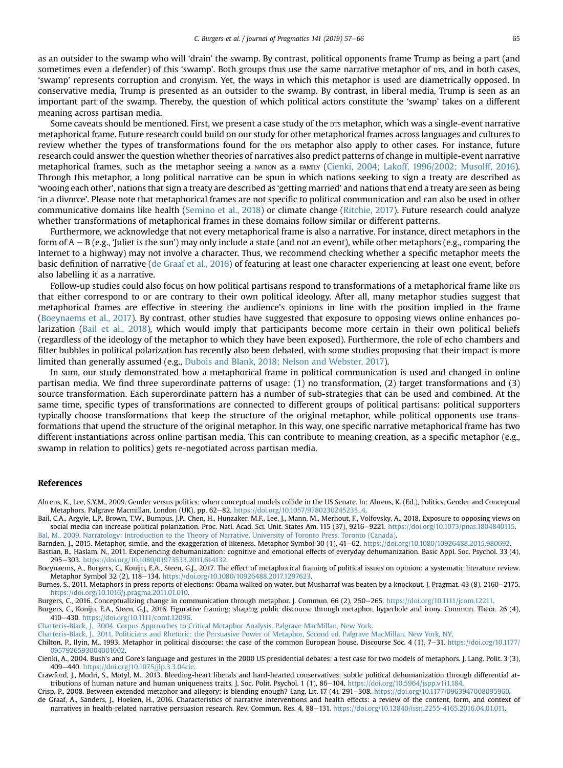as an outsider to the swamp who will 'drain' the swamp. By contrast, political opponents frame Trump as being a part (and sometimes even a defender) of this 'swamp'. Both groups thus use the same narrative metaphor of DTS, and in both cases, 'swamp' represents corruption and cronyism. Yet, the ways in which this metaphor is used are diametrically opposed. In conservative media, Trump is presented as an outsider to the swamp. By contrast, in liberal media, Trump is seen as an important part of the swamp. Thereby, the question of which political actors constitute the 'swamp' takes on a different meaning across partisan media.

Some caveats should be mentioned. First, we present a case study of the DTS metaphor, which was a single-event narrative metaphorical frame. Future research could build on our study for other metaphorical frames across languages and cultures to review whether the types of transformations found for the DTS metaphor also apply to other cases. For instance, future research could answer the question whether theories of narratives also predict patterns of change in multiple-event narrative metaphorical frames, such as the metaphor seeing a NATION as a FAMILY (Cienki, 2004; Lakoff, 1996/2002; Musolff, 2016). Through this metaphor, a long political narrative can be spun in which nations seeking to sign a treaty are described as 'wooing each other', nations that sign a treaty are described as 'getting married' and nations that end a treaty are seen as being 'in a divorce'. Please note that metaphorical frames are not specific to political communication and can also be used in other communicative domains like health (Semino et al., 2018) or climate change (Ritchie, 2017). Future research could analyze whether transformations of metaphorical frames in these domains follow similar or different patterns.

Furthermore, we acknowledge that not every metaphorical frame is also a narrative. For instance, direct metaphors in the form of A = B (e.g., 'Juliet is the sun') may only include a state (and not an event), while other metaphors (e.g., comparing the Internet to a highway) may not involve a character. Thus, we recommend checking whether a specific metaphor meets the basic definition of narrative (de Graaf et al., 2016) of featuring at least one character experiencing at least one event, before also labelling it as a narrative.

Follow-up studies could also focus on how political partisans respond to transformations of a metaphorical frame like DTS that either correspond to or are contrary to their own political ideology. After all, many metaphor studies suggest that metaphorical frames are effective in steering the audience's opinions in line with the position implied in the frame (Boeynaems et al., 2017). By contrast, other studies have suggested that exposure to opposing views online enhances polarization (Bail et al., 2018), which would imply that participants become more certain in their own political beliefs (regardless of the ideology of the metaphor to which they have been exposed). Furthermore, the role of echo chambers and filter bubbles in political polarization has recently also been debated, with some studies proposing that their impact is more limited than generally assumed (e.g., Dubois and Blank, 2018; Nelson and Webster, 2017).

In sum, our study demonstrated how a metaphorical frame in political communication is used and changed in online partisan media. We find three superordinate patterns of usage: (1) no transformation, (2) target transformations and (3) source transformation. Each superordinate pattern has a number of sub-strategies that can be used and combined. At the same time, specific types of transformations are connected to different groups of political partisans: political supporters typically choose transformations that keep the structure of the original metaphor, while political opponents use transformations that upend the structure of the original metaphor. In this way, one specific narrative metaphorical frame has two different instantiations across online partisan media. This can contribute to meaning creation, as a specific metaphor (e.g., swamp in relation to politics) gets re-negotiated across partisan media.

## References

Ahrens, K., Lee, S.Y.M., 2009. Gender versus politics: when conceptual models collide in the US Senate. In: Ahrens, K. (Ed.), Politics, Gender and Conceptual Metaphors. Palgrave Macmillan, London (UK), pp. 62–82. https://doi.org/10.1057/9780230245235_4.

Bail, C.A., Argyle, L.P., Brown, T.W., Bumpus, J.P., Chen, H., Hunzaker, M.F., Lee, J., Mann, M., Merhout, F., Volfovsky, A., 2018. Exposure to opposing views on social media can increase political polarization. Proc. Natl. Acad. Sci. Unit. States Am. 115 (37), 9216–9221. https://doi.org/10.1073/pnas.1804840115.

Bal, M., 2009. Narratology: Introduction to the Theory of Narrative. University of Toronto Press, Toronto (Canada).

Barnden, J., 2015. Metaphor, simile, and the exaggeration of likeness. Metaphor Symbol 30 (1), 41–62. https://doi.org/10.1080/10926488.2015.980692.

Bastian, B., Haslam, N., 2011. Experiencing dehumanization: cognitive and emotional effects of everyday dehumanization. Basic Appl. Soc. Psychol. 33 (4), 295–303. https://doi.org/10.1080/01973533.2011.614132.

Boeynaems, A., Burgers, C., Konijn, E.A., Steen, G.J., 2017. The effect of metaphorical framing of political issues on opinion: a systematic literature review. Metaphor Symbol 32 (2), 118–134. https://doi.org/10.1080/10926488.2017.1297623.

Burnes, S., 2011. Metaphors in press reports of elections: Obama walked on water, but Musharraf was beaten by a knockout. J. Pragmat. 43 (8), 2160–2175. https://doi.org/10.1016/j.pragma.2011.01.010.

Burgers, C., 2016. Conceptualizing change in communication through metaphor. J. Commun. 66 (2), 250–265. https://doi.org/10.1111/jcom.12211.

Burgers, C., Konijn, E.A., Steen, G.J., 2016. Figurative framing: shaping public discourse through metaphor, hyperbole and irony. Commun. Theor. 26 (4), 410–430. https://doi.org/10.1111/comt.12096.

Charteris-Black, J., 2004. Corpus Approaches to Critical Metaphor Analysis. Palgrave MacMillan, New York.

Charteris-Black, J., 2011. Politicians and Rhetoric: the Persuasive Power of Metaphor, Second ed. Palgrave MacMillan, New York, NY.

Chilton, P., Ilyin, M., 1993. Metaphor in political discourse: the case of the common European house. Discourse Soc. 4 (1), 7–31. https://doi.org/10.1177/0957926593004001002.

Cienki, A., 2004. Bush's and Gore's language and gestures in the 2000 US presidential debates: a test case for two models of metaphors. J. Lang. Polit. 3 (3), 409–440. https://doi.org/10.1075/jlp.3.3.04cie.

Crawford, J., Modri, S., Motyl, M., 2013. Bleeding-heart liberals and hard-hearted conservatives: subtle political dehumanization through differential attributions of human nature and human uniqueness traits. J. Soc. Polit. Psychol. 1 (1), 86–104. https://doi.org/10.5964/jspp.v1i1.184.

Crisp, P., 2008. Between extended metaphor and allegory: is blending enough? Lang. Lit. 17 (4), 291–308. https://doi.org/10.1177/0963947008095960.

de Graaf, A., Sanders, J., Hoeken, H., 2016. Characteristics of narrative interventions and health effects: a review of the content, form, and context of narratives in health-related narrative persuasion research. Rev. Commun. Res. 4, 88–131. https://doi.org/10.12840/issn.2255-4165.2016.04.01.011.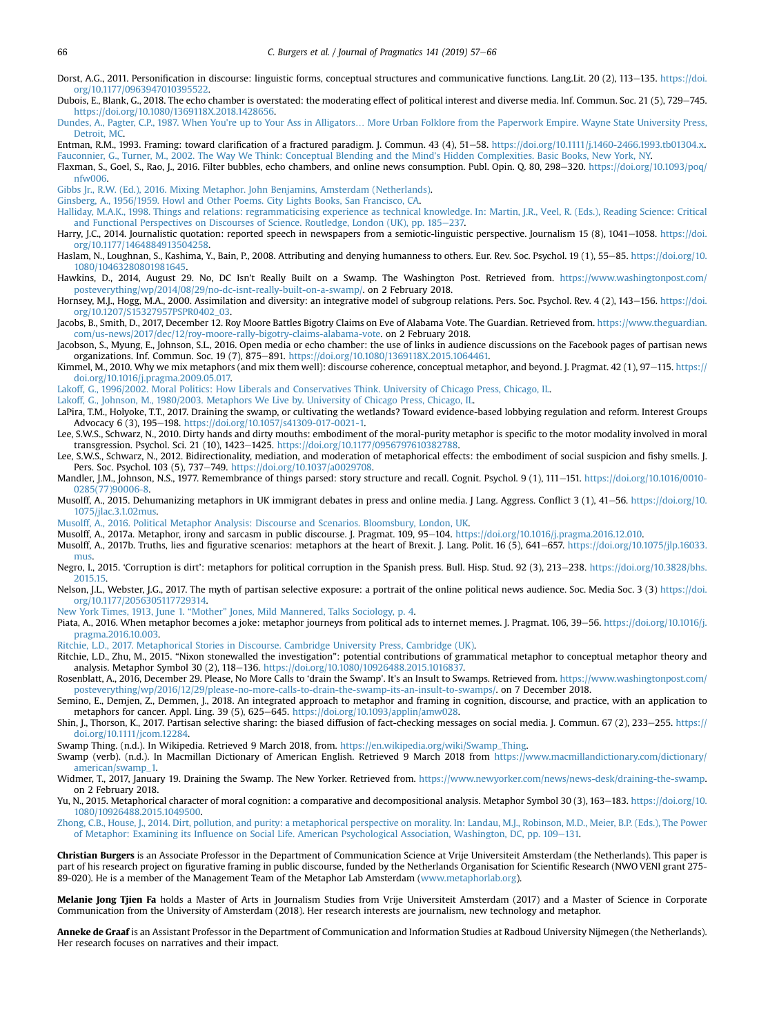Dorst, A.G., 2011. Personification in discourse: linguistic forms, conceptual structures and communicative functions. Lang.Lit. 20 (2), 113–135. https://doi.org/10.1177/0963947010395522.

Dubois, E., Blank, G., 2018. The echo chamber is overstated: the moderating effect of political interest and diverse media. Inf. Commun. Soc. 21 (5), 729–745. https://doi.org/10.1080/1369118X.2018.1428656.

Dundes, A., Pagter, C.P., 1987. When You're up to Your Ass in Alligators… More Urban Folklore from the Paperwork Empire. Wayne State University Press, Detroit, MC.

Entman, R.M., 1993. Framing: toward clarification of a fractured paradigm. J. Commun. 43 (4), 51–58. https://doi.org/10.1111/j.1460-2466.1993.tb01304.x.

Fauconnier, G., Turner, M., 2002. The Way We Think: Conceptual Blending and the Mind's Hidden Complexities. Basic Books, New York, NY.

Flaxman, S., Goel, S., Rao, J., 2016. Filter bubbles, echo chambers, and online news consumption. Publ. Opin. Q. 80, 298–320. https://doi.org/10.1093/poq/nfw006.

Gibbs Jr., R.W. (Ed.), 2016. Mixing Metaphor. John Benjamins, Amsterdam (Netherlands).

Ginsberg, A., 1956/1959. Howl and Other Poems. City Lights Books, San Francisco, CA.

Halliday, M.A.K., 1998. Things and relations: regrammaticising experience as technical knowledge. In: Martin, J.R., Veel, R. (Eds.), Reading Science: Critical and Functional Perspectives on Discourses of Science. Routledge, London (UK), pp. 185–237.

Harry, J.C., 2014. Journalistic quotation: reported speech in newspapers from a semiotic-linguistic perspective. Journalism 15 (8), 1041–1058. https://doi.org/10.1177/1464884913504258.

Haslam, N., Loughnan, S., Kashima, Y., Bain, P., 2008. Attributing and denying humanness to others. Eur. Rev. Soc. Psychol. 19 (1), 55–85. https://doi.org/10.1080/10463280801981645.

Hawkins, D., 2014, August 29. No, DC Isn't Really Built on a Swamp. The Washington Post. Retrieved from. https://www.washingtonpost.com/posteverything/wp/2014/08/29/no-dc-isnt-really-built-on-a-swamp/. on 2 February 2018.

Hornsey, M.J., Hogg, M.A., 2000. Assimilation and diversity: an integrative model of subgroup relations. Pers. Soc. Psychol. Rev. 4 (2), 143–156. https://doi.org/10.1207/S15327957PSPR0402_03.

Jacobs, B., Smith, D., 2017, December 12. Roy Moore Battles Bigotry Claims on Eve of Alabama Vote. The Guardian. Retrieved from. https://www.theguardian.com/us-news/2017/dec/12/roy-moore-rally-bigotry-claims-alabama-vote. on 2 February 2018.

Jacobson, S., Myung, E., Johnson, S.L., 2016. Open media or echo chamber: the use of links in audience discussions on the Facebook pages of partisan news organizations. Inf. Commun. Soc. 19 (7), 875–891. https://doi.org/10.1080/1369118X.2015.1064461.

Kimmel, M., 2010. Why we mix metaphors (and mix them well): discourse coherence, conceptual metaphor, and beyond. J. Pragmat. 42 (1), 97–115. https://doi.org/10.1016/j.pragma.2009.05.017.

Lakoff, G., 1996/2002. Moral Politics: How Liberals and Conservatives Think. University of Chicago Press, Chicago, IL.

Lakoff, G., Johnson, M., 1980/2003. Metaphors We Live by. University of Chicago Press, Chicago, IL.

LaPira, T.M., Holyoke, T.T., 2017. Draining the swamp, or cultivating the wetlands? Toward evidence-based lobbying regulation and reform. Interest Groups Advocacy 6 (3), 195–198. https://doi.org/10.1057/s41309-017-0021-1.

Lee, S.W.S., Schwarz, N., 2010. Dirty hands and dirty mouths: embodiment of the moral-purity metaphor is specific to the motor modality involved in moral transgression. Psychol. Sci. 21 (10), 1423–1425. https://doi.org/10.1177/0956797610382788.

Lee, S.W.S., Schwarz, N., 2012. Bidirectionality, mediation, and moderation of metaphorical effects: the embodiment of social suspicion and fishy smells. J. Pers. Soc. Psychol. 103 (5), 737–749. https://doi.org/10.1037/a0029708.

Mandler, J.M., Johnson, N.S., 1977. Remembrance of things parsed: story structure and recall. Cognit. Psychol. 9 (1), 111–151. https://doi.org/10.1016/0010-0285(77)90006-8.

Musolff, A., 2015. Dehumanizing metaphors in UK immigrant debates in press and online media. J Lang. Aggress. Conflict 3 (1), 41–56. https://doi.org/10.1075/jlac.3.1.02mus.

Musolff, A., 2016. Political Metaphor Analysis: Discourse and Scenarios. Bloomsbury, London, UK.

Musolff, A., 2017a. Metaphor, irony and sarcasm in public discourse. J. Pragmat. 109, 95–104. https://doi.org/10.1016/j.pragma.2016.12.010.

Musolff, A., 2017b. Truths, lies and figurative scenarios: metaphors at the heart of Brexit. J. Lang. Polit. 16 (5), 641–657. https://doi.org/10.1075/jlp.16033.mus.

Negro, I., 2015. 'Corruption is dirt': metaphors for political corruption in the Spanish press. Bull. Hisp. Stud. 92 (3), 213–238. https://doi.org/10.3828/bhs.2015.15.

Nelson, J.L., Webster, J.G., 2017. The myth of partisan selective exposure: a portrait of the online political news audience. Soc. Media Soc. 3 (3) https://doi.org/10.1177/2056305117729314.

New York Times, 1913, June 1. "Mother" Jones, Mild Mannered, Talks Sociology, p. 4.

Piata, A., 2016. When metaphor becomes a joke: metaphor journeys from political ads to internet memes. J. Pragmat. 106, 39–56. https://doi.org/10.1016/j.pragma.2016.10.003.

Ritchie, L.D., 2017. Metaphorical Stories in Discourse. Cambridge University Press, Cambridge (UK).

Ritchie, L.D., Zhu, M., 2015. "Nixon stonewalled the investigation": potential contributions of grammatical metaphor to conceptual metaphor theory and analysis. Metaphor Symbol 30 (2), 118–136. https://doi.org/10.1080/10926488.2015.1016837.

Rosenblatt, A., 2016, December 29. Please, No More Calls to 'drain the Swamp'. It's an Insult to Swamps. Retrieved from. https://www.washingtonpost.com/posteverything/wp/2016/12/29/please-no-more-calls-to-drain-the-swamp-its-an-insult-to-swamps/. on 7 December 2018.

Semino, E., Demjen, Z., Demmen, J., 2018. An integrated approach to metaphor and framing in cognition, discourse, and practice, with an application to metaphors for cancer. Appl. Ling. 39 (5), 625–645. https://doi.org/10.1093/applin/amw028.

Shin, J., Thorson, K., 2017. Partisan selective sharing: the biased diffusion of fact-checking messages on social media. J. Commun. 67 (2), 233–255. https://doi.org/10.1111/jcom.12284.

Swamp Thing. (n.d.). In Wikipedia. Retrieved 9 March 2018, from. https://en.wikipedia.org/wiki/Swamp_Thing.

Swamp (verb). (n.d.). In Macmillan Dictionary of American English. Retrieved 9 March 2018 from https://www.macmillandictionary.com/dictionary/american/swamp_1.

Widmer, T., 2017, January 19. Draining the Swamp. The New Yorker. Retrieved from. https://www.newyorker.com/news/news-desk/draining-the-swamp. on 2 February 2018.

Yu, N., 2015. Metaphorical character of moral cognition: a comparative and decompositional analysis. Metaphor Symbol 30 (3), 163–183. https://doi.org/10.1080/10926488.2015.1049500.

Zhong, C.B., House, J., 2014. Dirt, pollution, and purity: a metaphorical perspective on morality. In: Landau, M.J., Robinson, M.D., Meier, B.P. (Eds.), The Power of Metaphor: Examining its Influence on Social Life. American Psychological Association, Washington, DC, pp. 109–131.

**Christian Burgers** is an Associate Professor in the Department of Communication Science at Vrije Universiteit Amsterdam (the Netherlands). This paper is part of his research project on figurative framing in public discourse, funded by the Netherlands Organisation for Scientific Research (NWO VENI grant 275-89-020). He is a member of the Management Team of the Metaphor Lab Amsterdam (www.metaphorlab.org).

**Melanie Jong Tjien Fa** holds a Master of Arts in Journalism Studies from Vrije Universiteit Amsterdam (2017) and a Master of Science in Corporate Communication from the University of Amsterdam (2018). Her research interests are journalism, new technology and metaphor.

**Anneke de Graaf** is an Assistant Professor in the Department of Communication and Information Studies at Radboud University Nijmegen (the Netherlands). Her research focuses on narratives and their impact.